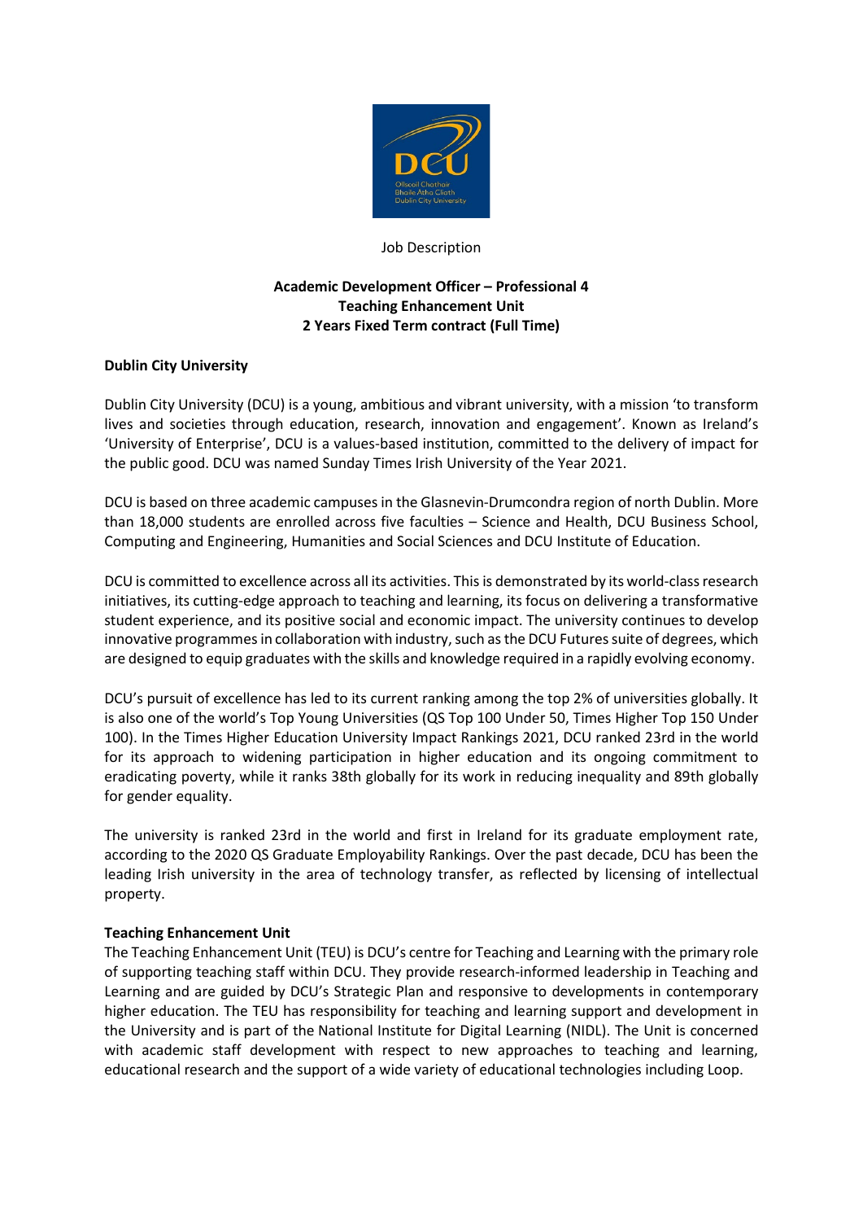Job Description

**Academic Development Officer – Professional 4**
**Teaching Enhancement Unit**
**2 Years Fixed Term contract (Full Time)**

## Dublin City University

Dublin City University (DCU) is a young, ambitious and vibrant university, with a mission 'to transform lives and societies through education, research, innovation and engagement'. Known as Ireland's 'University of Enterprise', DCU is a values-based institution, committed to the delivery of impact for the public good. DCU was named Sunday Times Irish University of the Year 2021.

DCU is based on three academic campuses in the Glasnevin-Drumcondra region of north Dublin. More than 18,000 students are enrolled across five faculties – Science and Health, DCU Business School, Computing and Engineering, Humanities and Social Sciences and DCU Institute of Education.

DCU is committed to excellence across all its activities. This is demonstrated by its world-class research initiatives, its cutting-edge approach to teaching and learning, its focus on delivering a transformative student experience, and its positive social and economic impact. The university continues to develop innovative programmes in collaboration with industry, such as the DCU Futures suite of degrees, which are designed to equip graduates with the skills and knowledge required in a rapidly evolving economy.

DCU's pursuit of excellence has led to its current ranking among the top 2% of universities globally. It is also one of the world's Top Young Universities (QS Top 100 Under 50, Times Higher Top 150 Under 100). In the Times Higher Education University Impact Rankings 2021, DCU ranked 23rd in the world for its approach to widening participation in higher education and its ongoing commitment to eradicating poverty, while it ranks 38th globally for its work in reducing inequality and 89th globally for gender equality.

The university is ranked 23rd in the world and first in Ireland for its graduate employment rate, according to the 2020 QS Graduate Employability Rankings. Over the past decade, DCU has been the leading Irish university in the area of technology transfer, as reflected by licensing of intellectual property.

## Teaching Enhancement Unit

The Teaching Enhancement Unit (TEU) is DCU's centre for Teaching and Learning with the primary role of supporting teaching staff within DCU. They provide research-informed leadership in Teaching and Learning and are guided by DCU's Strategic Plan and responsive to developments in contemporary higher education. The TEU has responsibility for teaching and learning support and development in the University and is part of the National Institute for Digital Learning (NIDL). The Unit is concerned with academic staff development with respect to new approaches to teaching and learning, educational research and the support of a wide variety of educational technologies including Loop.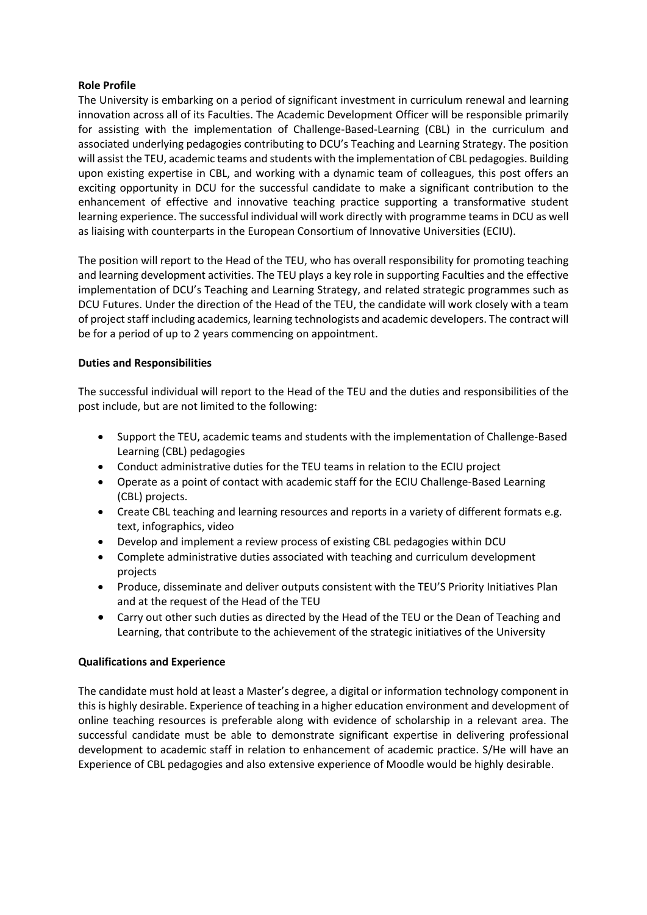**Role Profile**

The University is embarking on a period of significant investment in curriculum renewal and learning innovation across all of its Faculties. The Academic Development Officer will be responsible primarily for assisting with the implementation of Challenge-Based-Learning (CBL) in the curriculum and associated underlying pedagogies contributing to DCU's Teaching and Learning Strategy. The position will assist the TEU, academic teams and students with the implementation of CBL pedagogies. Building upon existing expertise in CBL, and working with a dynamic team of colleagues, this post offers an exciting opportunity in DCU for the successful candidate to make a significant contribution to the enhancement of effective and innovative teaching practice supporting a transformative student learning experience. The successful individual will work directly with programme teams in DCU as well as liaising with counterparts in the European Consortium of Innovative Universities (ECIU).

The position will report to the Head of the TEU, who has overall responsibility for promoting teaching and learning development activities. The TEU plays a key role in supporting Faculties and the effective implementation of DCU's Teaching and Learning Strategy, and related strategic programmes such as DCU Futures. Under the direction of the Head of the TEU, the candidate will work closely with a team of project staff including academics, learning technologists and academic developers. The contract will be for a period of up to 2 years commencing on appointment.

**Duties and Responsibilities**

The successful individual will report to the Head of the TEU and the duties and responsibilities of the post include, but are not limited to the following:

- Support the TEU, academic teams and students with the implementation of Challenge-Based Learning (CBL) pedagogies
- Conduct administrative duties for the TEU teams in relation to the ECIU project
- Operate as a point of contact with academic staff for the ECIU Challenge-Based Learning (CBL) projects.
- Create CBL teaching and learning resources and reports in a variety of different formats e.g. text, infographics, video
- Develop and implement a review process of existing CBL pedagogies within DCU
- Complete administrative duties associated with teaching and curriculum development projects
- Produce, disseminate and deliver outputs consistent with the TEU'S Priority Initiatives Plan and at the request of the Head of the TEU
- Carry out other such duties as directed by the Head of the TEU or the Dean of Teaching and Learning, that contribute to the achievement of the strategic initiatives of the University

**Qualifications and Experience**

The candidate must hold at least a Master's degree, a digital or information technology component in this is highly desirable. Experience of teaching in a higher education environment and development of online teaching resources is preferable along with evidence of scholarship in a relevant area. The successful candidate must be able to demonstrate significant expertise in delivering professional development to academic staff in relation to enhancement of academic practice. S/He will have an Experience of CBL pedagogies and also extensive experience of Moodle would be highly desirable.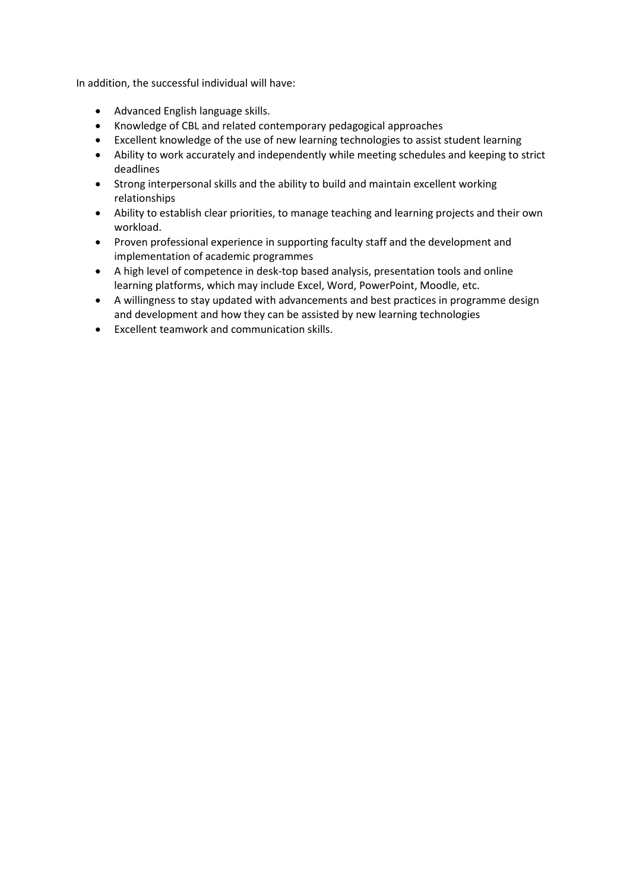In addition, the successful individual will have:

- Advanced English language skills.
- Knowledge of CBL and related contemporary pedagogical approaches
- Excellent knowledge of the use of new learning technologies to assist student learning
- Ability to work accurately and independently while meeting schedules and keeping to strict deadlines
- Strong interpersonal skills and the ability to build and maintain excellent working relationships
- Ability to establish clear priorities, to manage teaching and learning projects and their own workload.
- Proven professional experience in supporting faculty staff and the development and implementation of academic programmes
- A high level of competence in desk-top based analysis, presentation tools and online learning platforms, which may include Excel, Word, PowerPoint, Moodle, etc.
- A willingness to stay updated with advancements and best practices in programme design and development and how they can be assisted by new learning technologies
- Excellent teamwork and communication skills.